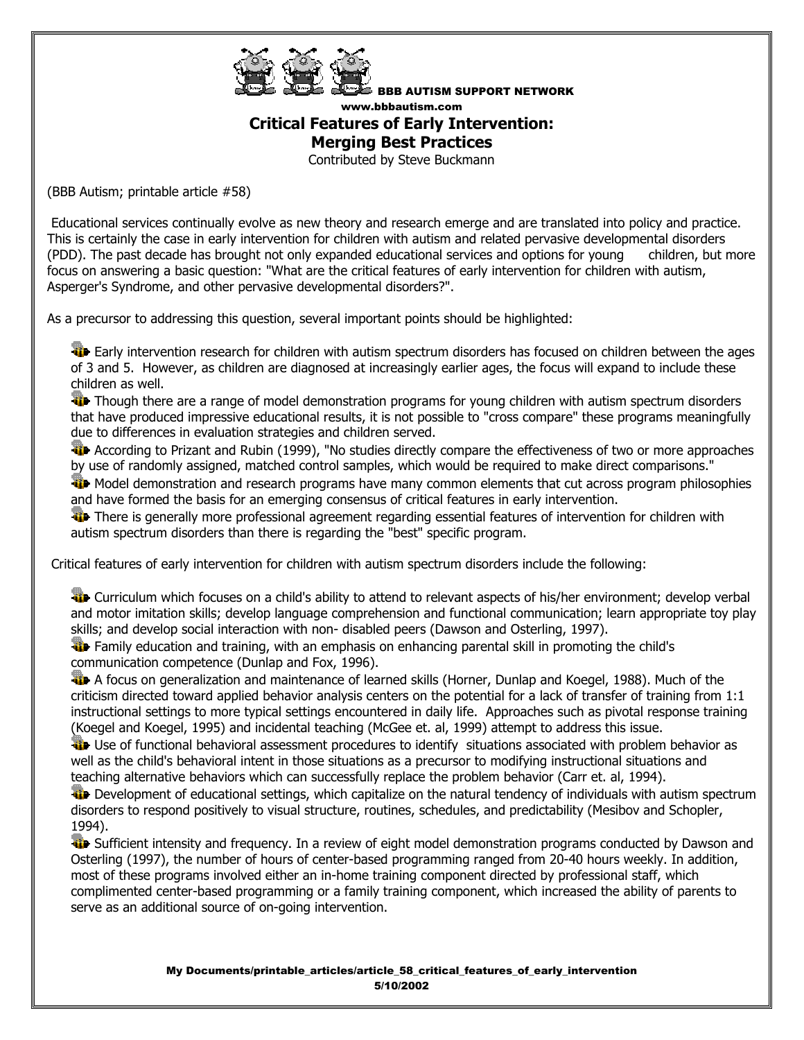BBB AUTISM SUPPORT NETWORK
www.bbbautism.com

# Critical Features of Early Intervention: Merging Best Practices

Contributed by Steve Buckmann

(BBB Autism; printable article #58)

Educational services continually evolve as new theory and research emerge and are translated into policy and practice. This is certainly the case in early intervention for children with autism and related pervasive developmental disorders (PDD). The past decade has brought not only expanded educational services and options for young children, but more focus on answering a basic question: "What are the critical features of early intervention for children with autism, Asperger's Syndrome, and other pervasive developmental disorders?".

As a precursor to addressing this question, several important points should be highlighted:

- Early intervention research for children with autism spectrum disorders has focused on children between the ages of 3 and 5. However, as children are diagnosed at increasingly earlier ages, the focus will expand to include these children as well.
- Though there are a range of model demonstration programs for young children with autism spectrum disorders that have produced impressive educational results, it is not possible to "cross compare" these programs meaningfully due to differences in evaluation strategies and children served.
- According to Prizant and Rubin (1999), "No studies directly compare the effectiveness of two or more approaches by use of randomly assigned, matched control samples, which would be required to make direct comparisons."
- Model demonstration and research programs have many common elements that cut across program philosophies and have formed the basis for an emerging consensus of critical features in early intervention.
- There is generally more professional agreement regarding essential features of intervention for children with autism spectrum disorders than there is regarding the "best" specific program.

Critical features of early intervention for children with autism spectrum disorders include the following:

- Curriculum which focuses on a child's ability to attend to relevant aspects of his/her environment; develop verbal and motor imitation skills; develop language comprehension and functional communication; learn appropriate toy play skills; and develop social interaction with non- disabled peers (Dawson and Osterling, 1997).
- Family education and training, with an emphasis on enhancing parental skill in promoting the child's communication competence (Dunlap and Fox, 1996).
- A focus on generalization and maintenance of learned skills (Horner, Dunlap and Koegel, 1988). Much of the criticism directed toward applied behavior analysis centers on the potential for a lack of transfer of training from 1:1 instructional settings to more typical settings encountered in daily life. Approaches such as pivotal response training (Koegel and Koegel, 1995) and incidental teaching (McGee et. al, 1999) attempt to address this issue.
- Use of functional behavioral assessment procedures to identify situations associated with problem behavior as well as the child's behavioral intent in those situations as a precursor to modifying instructional situations and teaching alternative behaviors which can successfully replace the problem behavior (Carr et. al, 1994).
- Development of educational settings, which capitalize on the natural tendency of individuals with autism spectrum disorders to respond positively to visual structure, routines, schedules, and predictability (Mesibov and Schopler, 1994).
- Sufficient intensity and frequency. In a review of eight model demonstration programs conducted by Dawson and Osterling (1997), the number of hours of center-based programming ranged from 20-40 hours weekly. In addition, most of these programs involved either an in-home training component directed by professional staff, which complimented center-based programming or a family training component, which increased the ability of parents to serve as an additional source of on-going intervention.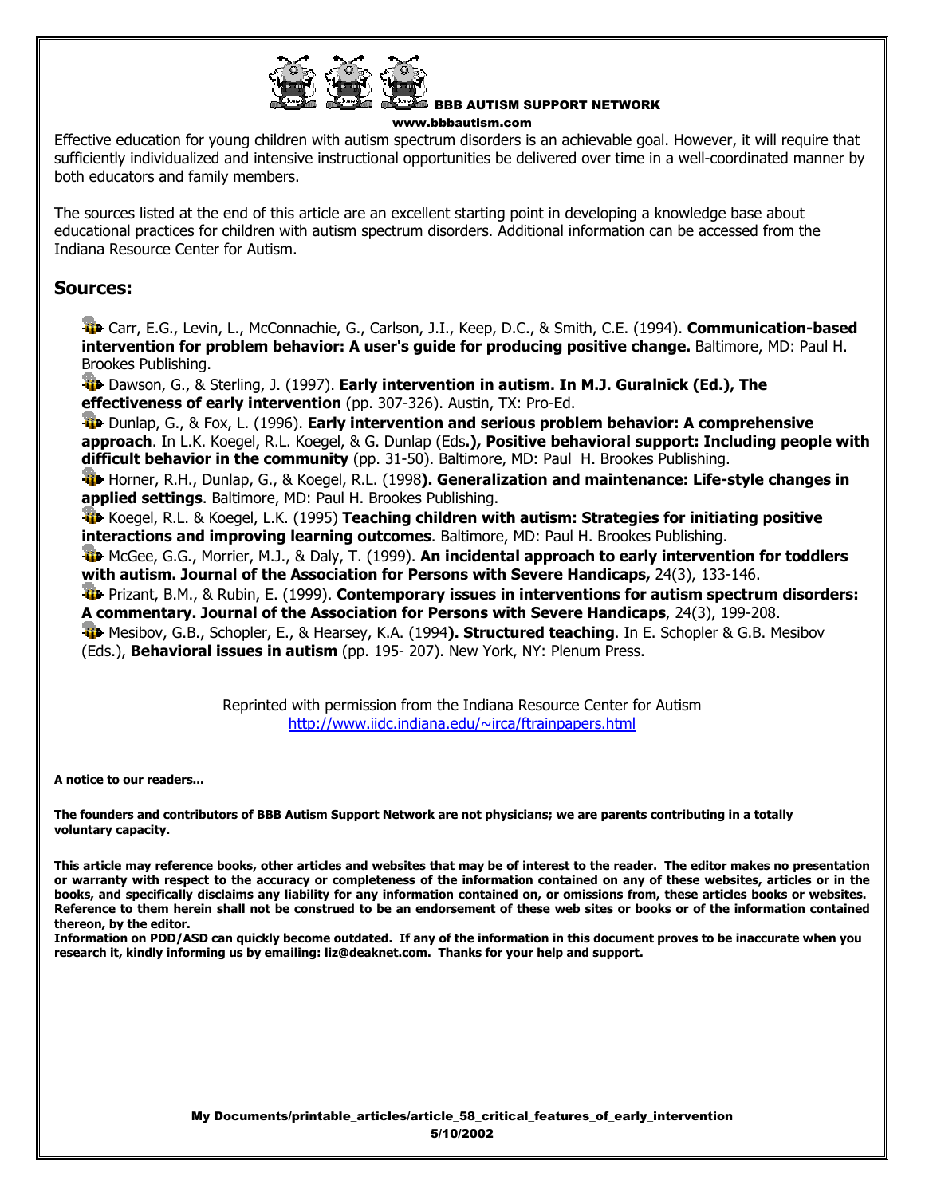BBB AUTISM SUPPORT NETWORK
www.bbbautism.com

Effective education for young children with autism spectrum disorders is an achievable goal. However, it will require that sufficiently individualized and intensive instructional opportunities be delivered over time in a well-coordinated manner by both educators and family members.

The sources listed at the end of this article are an excellent starting point in developing a knowledge base about educational practices for children with autism spectrum disorders. Additional information can be accessed from the Indiana Resource Center for Autism.

## Sources:

- Carr, E.G., Levin, L., McConnachie, G., Carlson, J.I., Keep, D.C., & Smith, C.E. (1994). **Communication-based intervention for problem behavior: A user's guide for producing positive change.** Baltimore, MD: Paul H. Brookes Publishing.
- Dawson, G., & Sterling, J. (1997). **Early intervention in autism. In M.J. Guralnick (Ed.), The effectiveness of early intervention** (pp. 307-326). Austin, TX: Pro-Ed.
- Dunlap, G., & Fox, L. (1996). **Early intervention and serious problem behavior: A comprehensive approach**. In L.K. Koegel, R.L. Koegel, & G. Dunlap (Eds**.), Positive behavioral support: Including people with difficult behavior in the community** (pp. 31-50). Baltimore, MD: Paul H. Brookes Publishing.
- Horner, R.H., Dunlap, G., & Koegel, R.L. (1998**). Generalization and maintenance: Life-style changes in applied settings**. Baltimore, MD: Paul H. Brookes Publishing.
- Koegel, R.L. & Koegel, L.K. (1995) **Teaching children with autism: Strategies for initiating positive interactions and improving learning outcomes**. Baltimore, MD: Paul H. Brookes Publishing.
- McGee, G.G., Morrier, M.J., & Daly, T. (1999). **An incidental approach to early intervention for toddlers with autism. Journal of the Association for Persons with Severe Handicaps,** 24(3), 133-146.
- Prizant, B.M., & Rubin, E. (1999). **Contemporary issues in interventions for autism spectrum disorders: A commentary. Journal of the Association for Persons with Severe Handicaps**, 24(3), 199-208.
- Mesibov, G.B., Schopler, E., & Hearsey, K.A. (1994**). Structured teaching**. In E. Schopler & G.B. Mesibov (Eds.), **Behavioral issues in autism** (pp. 195- 207). New York, NY: Plenum Press.

Reprinted with permission from the Indiana Resource Center for Autism
http://www.iidc.indiana.edu/~irca/ftrainpapers.html

**A notice to our readers...**

**The founders and contributors of BBB Autism Support Network are not physicians; we are parents contributing in a totally voluntary capacity.**

**This article may reference books, other articles and websites that may be of interest to the reader. The editor makes no presentation or warranty with respect to the accuracy or completeness of the information contained on any of these websites, articles or in the books, and specifically disclaims any liability for any information contained on, or omissions from, these articles books or websites. Reference to them herein shall not be construed to be an endorsement of these web sites or books or of the information contained thereon, by the editor.**
**Information on PDD/ASD can quickly become outdated. If any of the information in this document proves to be inaccurate when you research it, kindly informing us by emailing: liz@deaknet.com. Thanks for your help and support.**

**My Documents/printable_articles/article_58_critical_features_of_early_intervention**
**5/10/2002**